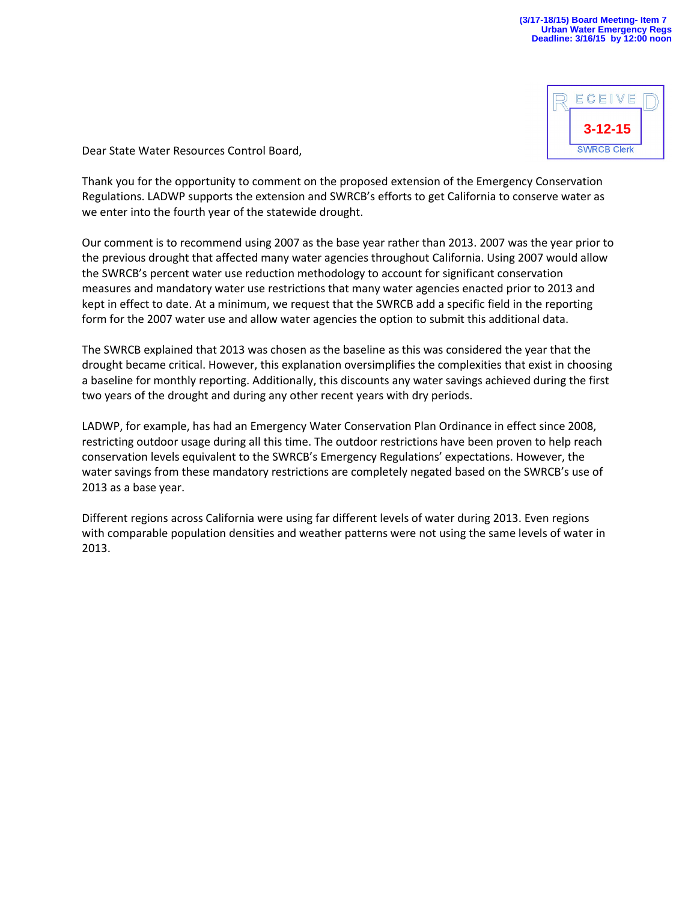(3/17-18/15) Board Meeting- Item 7
Urban Water Emergency Regs
Deadline: 3/16/15 by 12:00 noon

RECEIVED
3-12-15
SWRCB Clerk

Dear State Water Resources Control Board,

Thank you for the opportunity to comment on the proposed extension of the Emergency Conservation Regulations. LADWP supports the extension and SWRCB's efforts to get California to conserve water as we enter into the fourth year of the statewide drought.

Our comment is to recommend using 2007 as the base year rather than 2013. 2007 was the year prior to the previous drought that affected many water agencies throughout California. Using 2007 would allow the SWRCB's percent water use reduction methodology to account for significant conservation measures and mandatory water use restrictions that many water agencies enacted prior to 2013 and kept in effect to date. At a minimum, we request that the SWRCB add a specific field in the reporting form for the 2007 water use and allow water agencies the option to submit this additional data.

The SWRCB explained that 2013 was chosen as the baseline as this was considered the year that the drought became critical. However, this explanation oversimplifies the complexities that exist in choosing a baseline for monthly reporting. Additionally, this discounts any water savings achieved during the first two years of the drought and during any other recent years with dry periods.

LADWP, for example, has had an Emergency Water Conservation Plan Ordinance in effect since 2008, restricting outdoor usage during all this time. The outdoor restrictions have been proven to help reach conservation levels equivalent to the SWRCB's Emergency Regulations' expectations. However, the water savings from these mandatory restrictions are completely negated based on the SWRCB's use of 2013 as a base year.

Different regions across California were using far different levels of water during 2013. Even regions with comparable population densities and weather patterns were not using the same levels of water in 2013.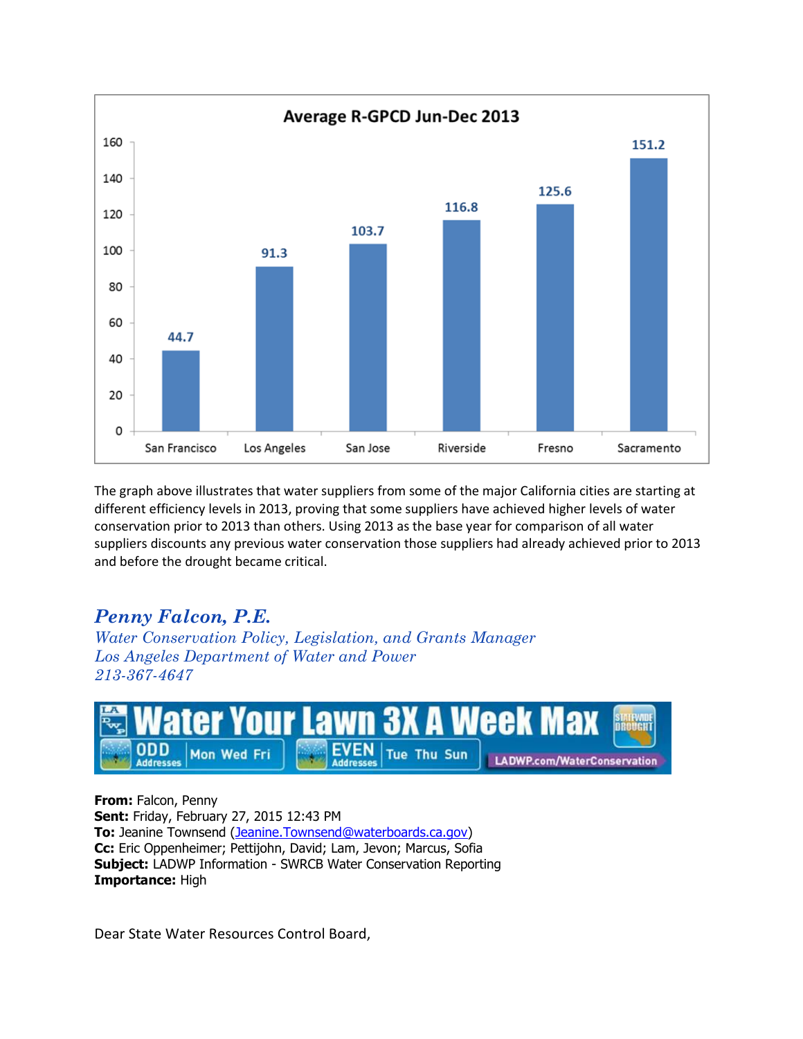**Average R-GPCD Jun-Dec 2013**

| City | Average R-GPCD |
| --- | --- |
| San Francisco | 44.7 |
| Los Angeles | 91.3 |
| San Jose | 103.7 |
| Riverside | 116.8 |
| Fresno | 125.6 |
| Sacramento | 151.2 |

The graph above illustrates that water suppliers from some of the major California cities are starting at different efficiency levels in 2013, proving that some suppliers have achieved higher levels of water conservation prior to 2013 than others. Using 2013 as the base year for comparison of all water suppliers discounts any previous water conservation those suppliers had already achieved prior to 2013 and before the drought became critical.

***Penny Falcon, P.E.***
*Water Conservation Policy, Legislation, and Grants Manager*
*Los Angeles Department of Water and Power*
*213-367-4647*

**Water Your Lawn 3X A Week Max** — ODD Addresses: Mon Wed Fri — EVEN Addresses: Tue Thu Sun — STATEWIDE DROUGHT — LADWP.com/WaterConservation

**From:** Falcon, Penny
**Sent:** Friday, February 27, 2015 12:43 PM
**To:** Jeanine Townsend (Jeanine.Townsend@waterboards.ca.gov)
**Cc:** Eric Oppenheimer; Pettijohn, David; Lam, Jevon; Marcus, Sofia
**Subject:** LADWP Information - SWRCB Water Conservation Reporting
**Importance:** High

Dear State Water Resources Control Board,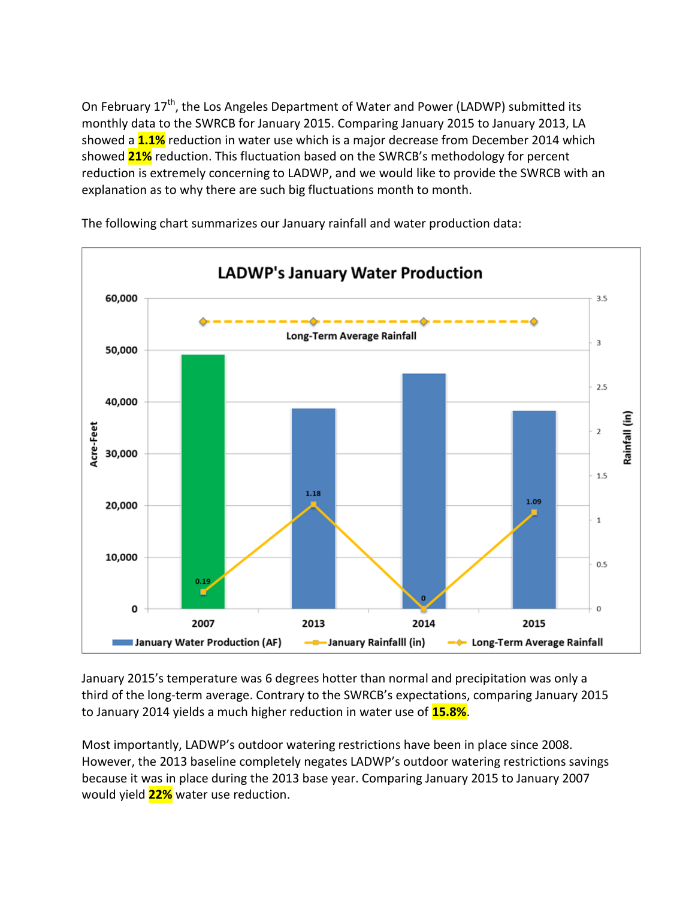On February 17th, the Los Angeles Department of Water and Power (LADWP) submitted its monthly data to the SWRCB for January 2015. Comparing January 2015 to January 2013, LA showed a **1.1%** reduction in water use which is a major decrease from December 2014 which showed **21%** reduction. This fluctuation based on the SWRCB's methodology for percent reduction is extremely concerning to LADWP, and we would like to provide the SWRCB with an explanation as to why there are such big fluctuations month to month.

The following chart summarizes our January rainfall and water production data:

**LADWP's January Water Production**

| Year | January Water Production (AF) | January Rainfall (in) | Long-Term Average Rainfall (in) |
|---|---|---|---|
| 2007 | ~49,000 | 0.19 | ~3.25 |
| 2013 | ~39,000 | 1.18 | ~3.25 |
| 2014 | ~45,500 | 0 | ~3.25 |
| 2015 | ~38,500 | 1.09 | ~3.25 |

January 2015's temperature was 6 degrees hotter than normal and precipitation was only a third of the long-term average. Contrary to the SWRCB's expectations, comparing January 2015 to January 2014 yields a much higher reduction in water use of **15.8%**.

Most importantly, LADWP's outdoor watering restrictions have been in place since 2008. However, the 2013 baseline completely negates LADWP's outdoor watering restrictions savings because it was in place during the 2013 base year. Comparing January 2015 to January 2007 would yield **22%** water use reduction.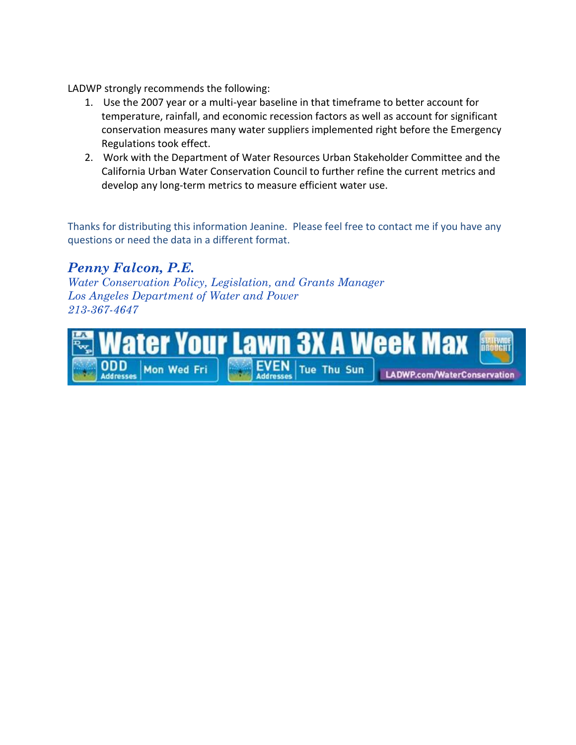LADWP strongly recommends the following:

1. Use the 2007 year or a multi-year baseline in that timeframe to better account for temperature, rainfall, and economic recession factors as well as account for significant conservation measures many water suppliers implemented right before the Emergency Regulations took effect.
2. Work with the Department of Water Resources Urban Stakeholder Committee and the California Urban Water Conservation Council to further refine the current metrics and develop any long-term metrics to measure efficient water use.

Thanks for distributing this information Jeanine. Please feel free to contact me if you have any questions or need the data in a different format.

***Penny Falcon, P.E.***
*Water Conservation Policy, Legislation, and Grants Manager*
*Los Angeles Department of Water and Power*
*213-367-4647*

Water Your Lawn 3X A Week Max

ODD Addresses | Mon Wed Fri

EVEN Addresses | Tue Thu Sun

STATEWIDE DROUGHT

LADWP.com/WaterConservation